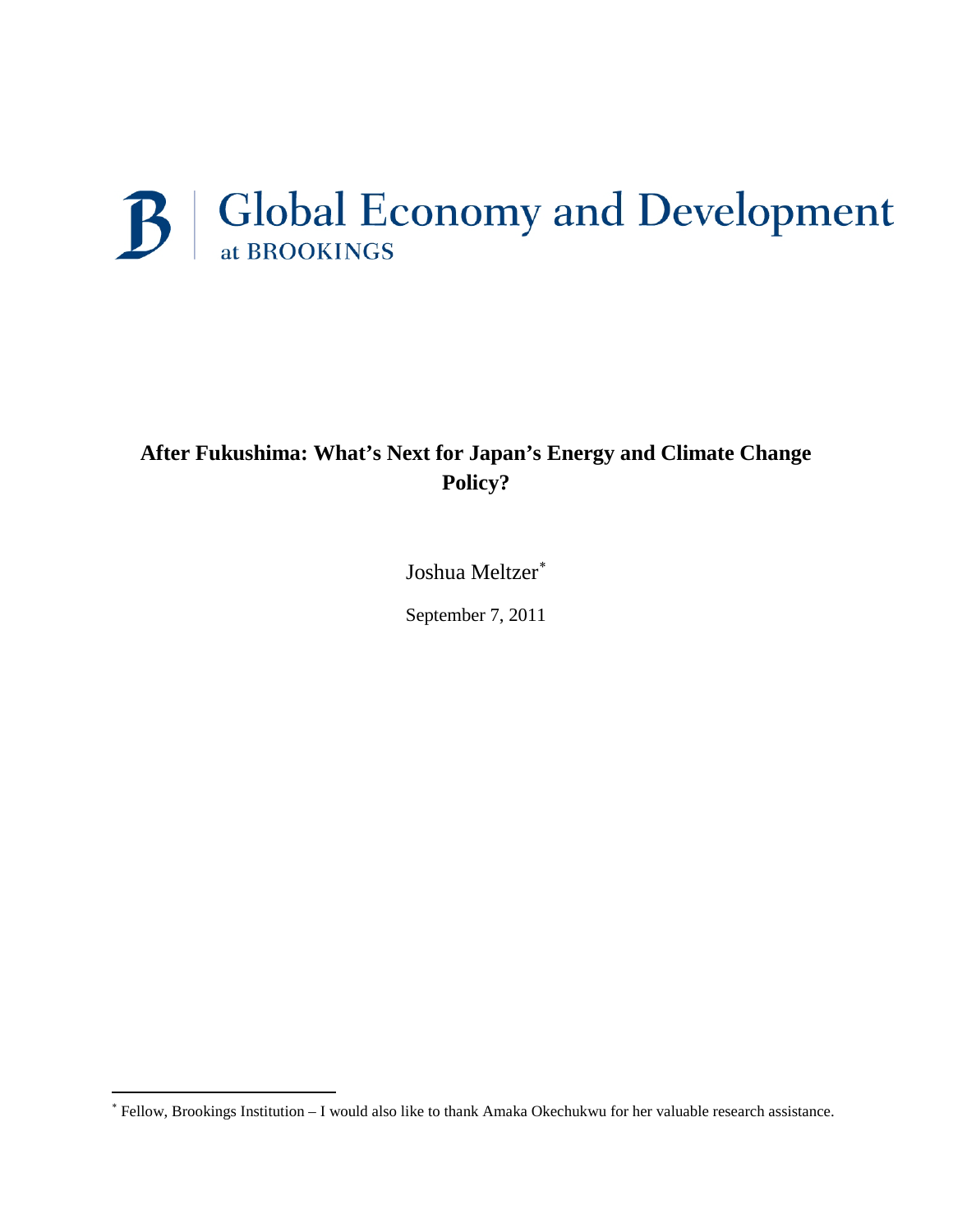Global Economy and Development at BROOKINGS

# After Fukushima: What's Next for Japan's Energy and Climate Change Policy?

Joshua Meltzer[*]

September 7, 2011

[*] Fellow, Brookings Institution – I would also like to thank Amaka Okechukwu for her valuable research assistance.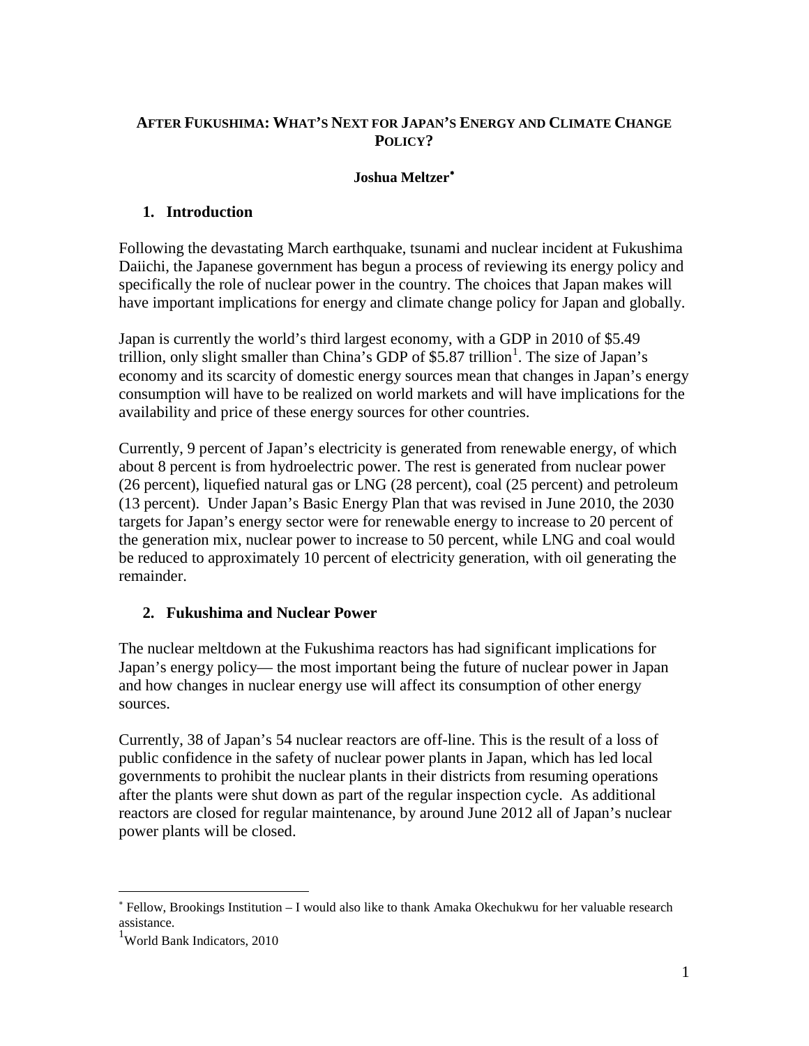**AFTER FUKUSHIMA: WHAT'S NEXT FOR JAPAN'S ENERGY AND CLIMATE CHANGE POLICY?**

**Joshua Meltzer***

## 1. Introduction

Following the devastating March earthquake, tsunami and nuclear incident at Fukushima Daiichi, the Japanese government has begun a process of reviewing its energy policy and specifically the role of nuclear power in the country. The choices that Japan makes will have important implications for energy and climate change policy for Japan and globally.

Japan is currently the world's third largest economy, with a GDP in 2010 of $5.49 trillion, only slight smaller than China's GDP of $5.87 trillion[1]. The size of Japan's economy and its scarcity of domestic energy sources mean that changes in Japan's energy consumption will have to be realized on world markets and will have implications for the availability and price of these energy sources for other countries.

Currently, 9 percent of Japan's electricity is generated from renewable energy, of which about 8 percent is from hydroelectric power. The rest is generated from nuclear power (26 percent), liquefied natural gas or LNG (28 percent), coal (25 percent) and petroleum (13 percent). Under Japan's Basic Energy Plan that was revised in June 2010, the 2030 targets for Japan's energy sector were for renewable energy to increase to 20 percent of the generation mix, nuclear power to increase to 50 percent, while LNG and coal would be reduced to approximately 10 percent of electricity generation, with oil generating the remainder.

## 2. Fukushima and Nuclear Power

The nuclear meltdown at the Fukushima reactors has had significant implications for Japan's energy policy— the most important being the future of nuclear power in Japan and how changes in nuclear energy use will affect its consumption of other energy sources.

Currently, 38 of Japan's 54 nuclear reactors are off-line. This is the result of a loss of public confidence in the safety of nuclear power plants in Japan, which has led local governments to prohibit the nuclear plants in their districts from resuming operations after the plants were shut down as part of the regular inspection cycle. As additional reactors are closed for regular maintenance, by around June 2012 all of Japan's nuclear power plants will be closed.

---

* Fellow, Brookings Institution – I would also like to thank Amaka Okechukwu for her valuable research assistance.

[1] World Bank Indicators, 2010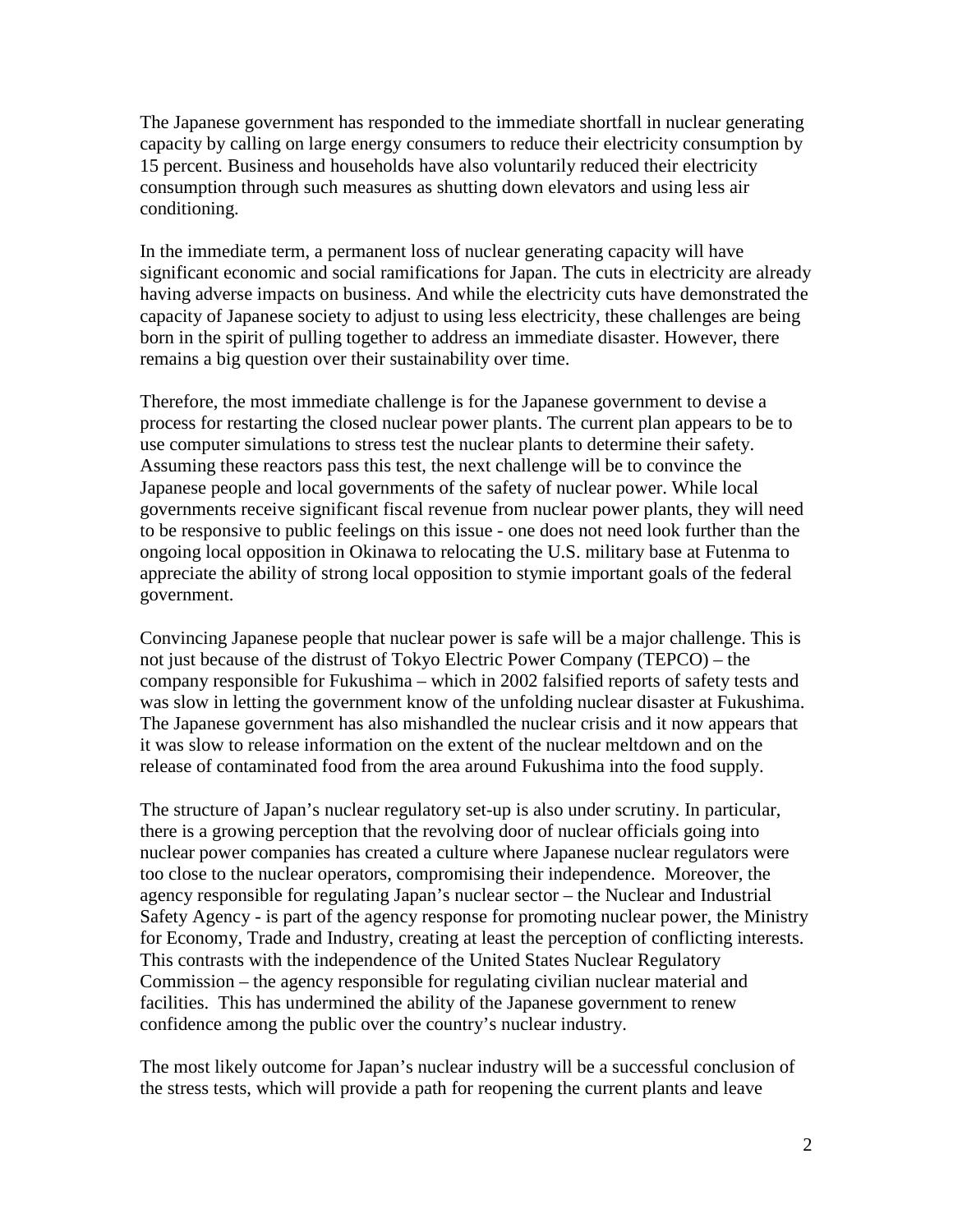The Japanese government has responded to the immediate shortfall in nuclear generating capacity by calling on large energy consumers to reduce their electricity consumption by 15 percent. Business and households have also voluntarily reduced their electricity consumption through such measures as shutting down elevators and using less air conditioning.

In the immediate term, a permanent loss of nuclear generating capacity will have significant economic and social ramifications for Japan. The cuts in electricity are already having adverse impacts on business. And while the electricity cuts have demonstrated the capacity of Japanese society to adjust to using less electricity, these challenges are being born in the spirit of pulling together to address an immediate disaster. However, there remains a big question over their sustainability over time.

Therefore, the most immediate challenge is for the Japanese government to devise a process for restarting the closed nuclear power plants. The current plan appears to be to use computer simulations to stress test the nuclear plants to determine their safety. Assuming these reactors pass this test, the next challenge will be to convince the Japanese people and local governments of the safety of nuclear power. While local governments receive significant fiscal revenue from nuclear power plants, they will need to be responsive to public feelings on this issue - one does not need look further than the ongoing local opposition in Okinawa to relocating the U.S. military base at Futenma to appreciate the ability of strong local opposition to stymie important goals of the federal government.

Convincing Japanese people that nuclear power is safe will be a major challenge. This is not just because of the distrust of Tokyo Electric Power Company (TEPCO) – the company responsible for Fukushima – which in 2002 falsified reports of safety tests and was slow in letting the government know of the unfolding nuclear disaster at Fukushima. The Japanese government has also mishandled the nuclear crisis and it now appears that it was slow to release information on the extent of the nuclear meltdown and on the release of contaminated food from the area around Fukushima into the food supply.

The structure of Japan's nuclear regulatory set-up is also under scrutiny. In particular, there is a growing perception that the revolving door of nuclear officials going into nuclear power companies has created a culture where Japanese nuclear regulators were too close to the nuclear operators, compromising their independence. Moreover, the agency responsible for regulating Japan's nuclear sector – the Nuclear and Industrial Safety Agency - is part of the agency response for promoting nuclear power, the Ministry for Economy, Trade and Industry, creating at least the perception of conflicting interests. This contrasts with the independence of the United States Nuclear Regulatory Commission – the agency responsible for regulating civilian nuclear material and facilities. This has undermined the ability of the Japanese government to renew confidence among the public over the country's nuclear industry.

The most likely outcome for Japan's nuclear industry will be a successful conclusion of the stress tests, which will provide a path for reopening the current plants and leave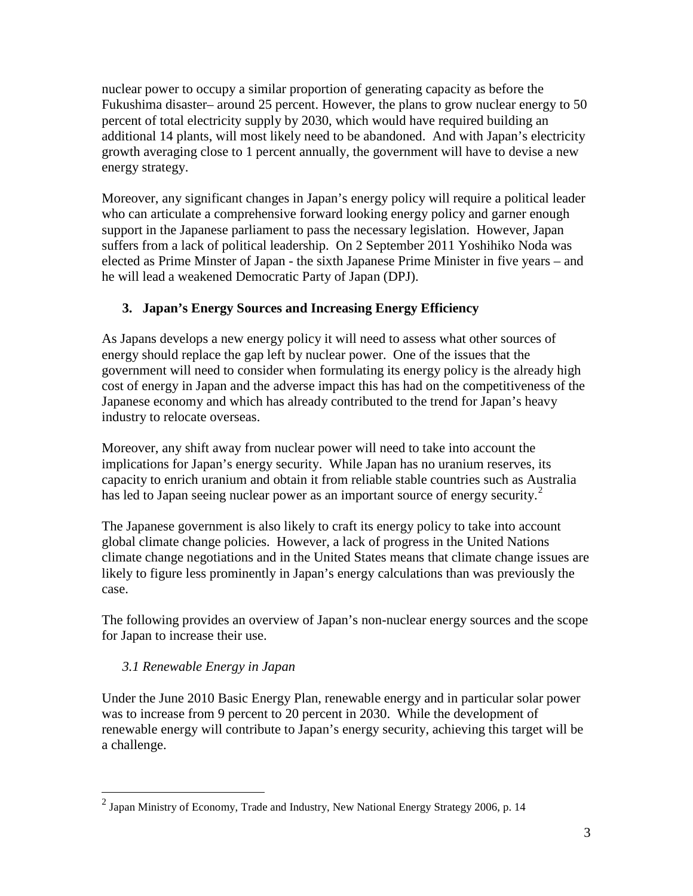nuclear power to occupy a similar proportion of generating capacity as before the Fukushima disaster– around 25 percent. However, the plans to grow nuclear energy to 50 percent of total electricity supply by 2030, which would have required building an additional 14 plants, will most likely need to be abandoned. And with Japan's electricity growth averaging close to 1 percent annually, the government will have to devise a new energy strategy.

Moreover, any significant changes in Japan's energy policy will require a political leader who can articulate a comprehensive forward looking energy policy and garner enough support in the Japanese parliament to pass the necessary legislation. However, Japan suffers from a lack of political leadership. On 2 September 2011 Yoshihiko Noda was elected as Prime Minster of Japan - the sixth Japanese Prime Minister in five years – and he will lead a weakened Democratic Party of Japan (DPJ).

## 3. Japan's Energy Sources and Increasing Energy Efficiency

As Japans develops a new energy policy it will need to assess what other sources of energy should replace the gap left by nuclear power. One of the issues that the government will need to consider when formulating its energy policy is the already high cost of energy in Japan and the adverse impact this has had on the competitiveness of the Japanese economy and which has already contributed to the trend for Japan's heavy industry to relocate overseas.

Moreover, any shift away from nuclear power will need to take into account the implications for Japan's energy security. While Japan has no uranium reserves, its capacity to enrich uranium and obtain it from reliable stable countries such as Australia has led to Japan seeing nuclear power as an important source of energy security.[2]

The Japanese government is also likely to craft its energy policy to take into account global climate change policies. However, a lack of progress in the United Nations climate change negotiations and in the United States means that climate change issues are likely to figure less prominently in Japan's energy calculations than was previously the case.

The following provides an overview of Japan's non-nuclear energy sources and the scope for Japan to increase their use.

### *3.1 Renewable Energy in Japan*

Under the June 2010 Basic Energy Plan, renewable energy and in particular solar power was to increase from 9 percent to 20 percent in 2030. While the development of renewable energy will contribute to Japan's energy security, achieving this target will be a challenge.

---

[2] Japan Ministry of Economy, Trade and Industry, New National Energy Strategy 2006, p. 14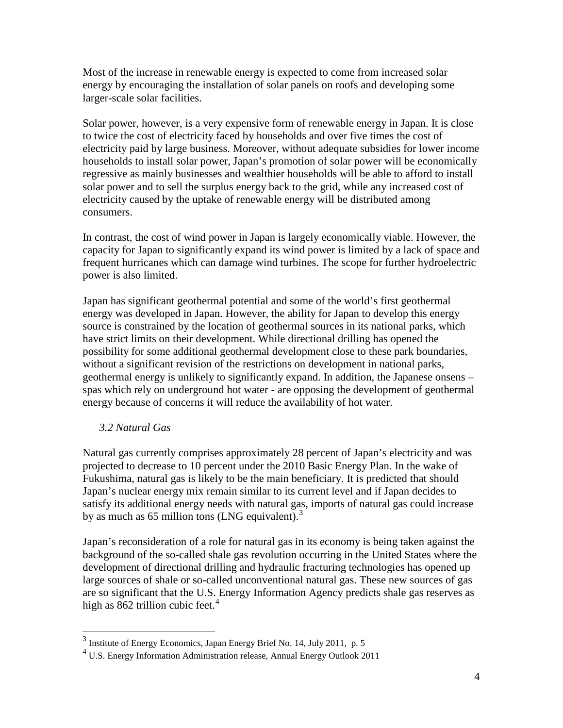Most of the increase in renewable energy is expected to come from increased solar energy by encouraging the installation of solar panels on roofs and developing some larger-scale solar facilities.

Solar power, however, is a very expensive form of renewable energy in Japan. It is close to twice the cost of electricity faced by households and over five times the cost of electricity paid by large business. Moreover, without adequate subsidies for lower income households to install solar power, Japan's promotion of solar power will be economically regressive as mainly businesses and wealthier households will be able to afford to install solar power and to sell the surplus energy back to the grid, while any increased cost of electricity caused by the uptake of renewable energy will be distributed among consumers.

In contrast, the cost of wind power in Japan is largely economically viable. However, the capacity for Japan to significantly expand its wind power is limited by a lack of space and frequent hurricanes which can damage wind turbines. The scope for further hydroelectric power is also limited.

Japan has significant geothermal potential and some of the world's first geothermal energy was developed in Japan. However, the ability for Japan to develop this energy source is constrained by the location of geothermal sources in its national parks, which have strict limits on their development. While directional drilling has opened the possibility for some additional geothermal development close to these park boundaries, without a significant revision of the restrictions on development in national parks, geothermal energy is unlikely to significantly expand. In addition, the Japanese onsens – spas which rely on underground hot water - are opposing the development of geothermal energy because of concerns it will reduce the availability of hot water.

### *3.2 Natural Gas*

Natural gas currently comprises approximately 28 percent of Japan's electricity and was projected to decrease to 10 percent under the 2010 Basic Energy Plan. In the wake of Fukushima, natural gas is likely to be the main beneficiary. It is predicted that should Japan's nuclear energy mix remain similar to its current level and if Japan decides to satisfy its additional energy needs with natural gas, imports of natural gas could increase by as much as 65 million tons (LNG equivalent).[3]

Japan's reconsideration of a role for natural gas in its economy is being taken against the background of the so-called shale gas revolution occurring in the United States where the development of directional drilling and hydraulic fracturing technologies has opened up large sources of shale or so-called unconventional natural gas. These new sources of gas are so significant that the U.S. Energy Information Agency predicts shale gas reserves as high as 862 trillion cubic feet.[4]

---

[3] Institute of Energy Economics, Japan Energy Brief No. 14, July 2011, p. 5

[4] U.S. Energy Information Administration release, Annual Energy Outlook 2011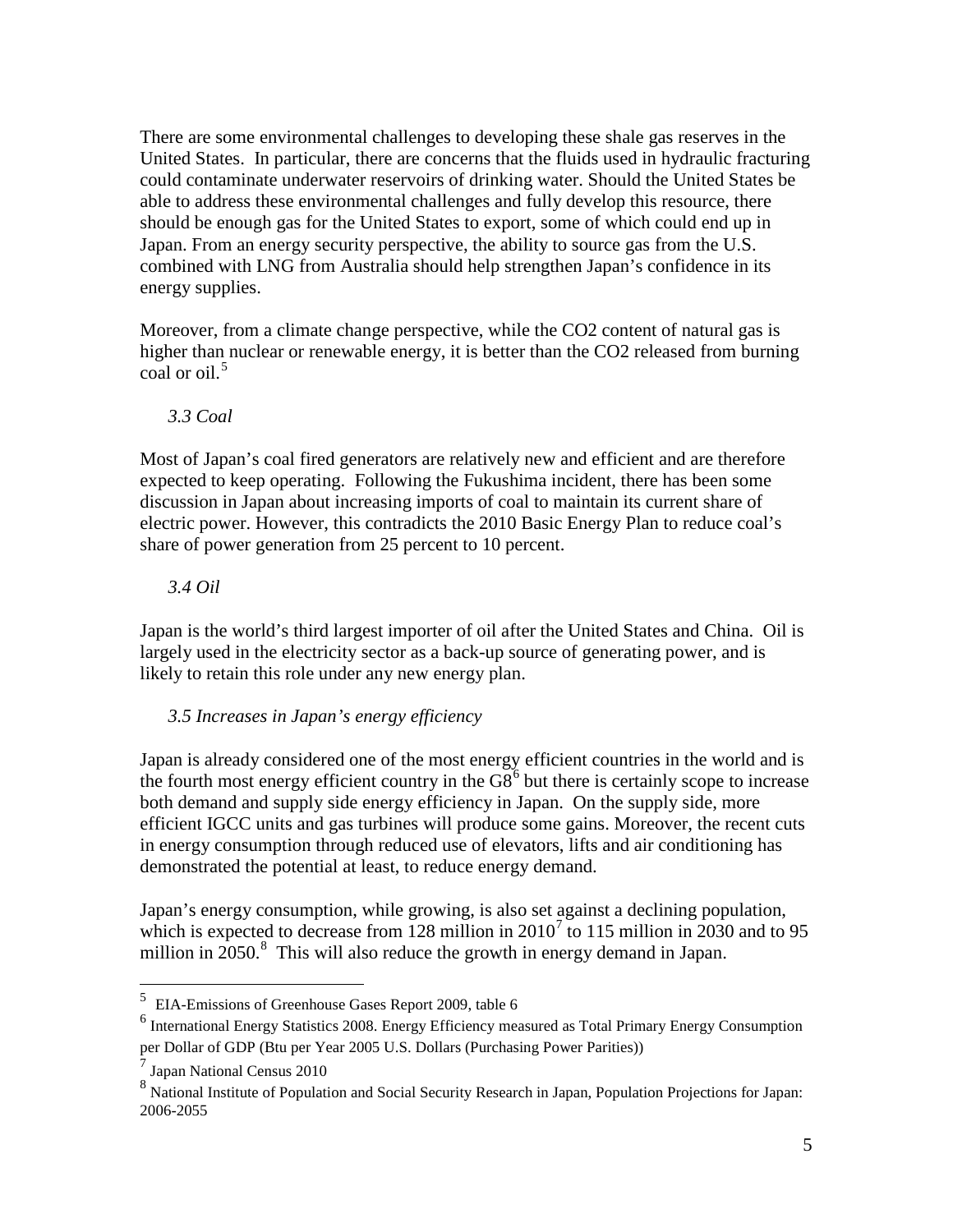There are some environmental challenges to developing these shale gas reserves in the United States. In particular, there are concerns that the fluids used in hydraulic fracturing could contaminate underwater reservoirs of drinking water. Should the United States be able to address these environmental challenges and fully develop this resource, there should be enough gas for the United States to export, some of which could end up in Japan. From an energy security perspective, the ability to source gas from the U.S. combined with LNG from Australia should help strengthen Japan's confidence in its energy supplies.

Moreover, from a climate change perspective, while the $CO_2$ content of natural gas is higher than nuclear or renewable energy, it is better than the $CO_2$ released from burning coal or oil.[5]

### *3.3 Coal*

Most of Japan's coal fired generators are relatively new and efficient and are therefore expected to keep operating. Following the Fukushima incident, there has been some discussion in Japan about increasing imports of coal to maintain its current share of electric power. However, this contradicts the 2010 Basic Energy Plan to reduce coal's share of power generation from 25 percent to 10 percent.

### *3.4 Oil*

Japan is the world's third largest importer of oil after the United States and China. Oil is largely used in the electricity sector as a back-up source of generating power, and is likely to retain this role under any new energy plan.

### *3.5 Increases in Japan's energy efficiency*

Japan is already considered one of the most energy efficient countries in the world and is the fourth most energy efficient country in the G8[6] but there is certainly scope to increase both demand and supply side energy efficiency in Japan. On the supply side, more efficient IGCC units and gas turbines will produce some gains. Moreover, the recent cuts in energy consumption through reduced use of elevators, lifts and air conditioning has demonstrated the potential at least, to reduce energy demand.

Japan's energy consumption, while growing, is also set against a declining population, which is expected to decrease from 128 million in 2010[7] to 115 million in 2030 and to 95 million in 2050.[8] This will also reduce the growth in energy demand in Japan.

---

[5] EIA-Emissions of Greenhouse Gases Report 2009, table 6

[6] International Energy Statistics 2008. Energy Efficiency measured as Total Primary Energy Consumption per Dollar of GDP (Btu per Year 2005 U.S. Dollars (Purchasing Power Parities))

[7] Japan National Census 2010

[8] National Institute of Population and Social Security Research in Japan, Population Projections for Japan: 2006-2055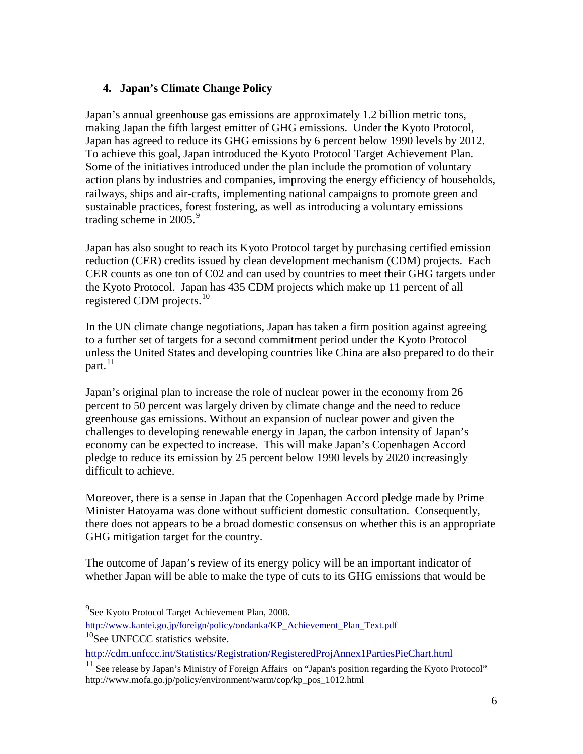### 4. Japan's Climate Change Policy

Japan's annual greenhouse gas emissions are approximately 1.2 billion metric tons, making Japan the fifth largest emitter of GHG emissions. Under the Kyoto Protocol, Japan has agreed to reduce its GHG emissions by 6 percent below 1990 levels by 2012. To achieve this goal, Japan introduced the Kyoto Protocol Target Achievement Plan. Some of the initiatives introduced under the plan include the promotion of voluntary action plans by industries and companies, improving the energy efficiency of households, railways, ships and air-crafts, implementing national campaigns to promote green and sustainable practices, forest fostering, as well as introducing a voluntary emissions trading scheme in 2005.[9]

Japan has also sought to reach its Kyoto Protocol target by purchasing certified emission reduction (CER) credits issued by clean development mechanism (CDM) projects. Each CER counts as one ton of C02 and can used by countries to meet their GHG targets under the Kyoto Protocol. Japan has 435 CDM projects which make up 11 percent of all registered CDM projects.[10]

In the UN climate change negotiations, Japan has taken a firm position against agreeing to a further set of targets for a second commitment period under the Kyoto Protocol unless the United States and developing countries like China are also prepared to do their part.[11]

Japan's original plan to increase the role of nuclear power in the economy from 26 percent to 50 percent was largely driven by climate change and the need to reduce greenhouse gas emissions. Without an expansion of nuclear power and given the challenges to developing renewable energy in Japan, the carbon intensity of Japan's economy can be expected to increase. This will make Japan's Copenhagen Accord pledge to reduce its emission by 25 percent below 1990 levels by 2020 increasingly difficult to achieve.

Moreover, there is a sense in Japan that the Copenhagen Accord pledge made by Prime Minister Hatoyama was done without sufficient domestic consultation. Consequently, there does not appears to be a broad domestic consensus on whether this is an appropriate GHG mitigation target for the country.

The outcome of Japan's review of its energy policy will be an important indicator of whether Japan will be able to make the type of cuts to its GHG emissions that would be

---

[9] See Kyoto Protocol Target Achievement Plan, 2008. http://www.kantei.go.jp/foreign/policy/ondanka/KP_Achievement_Plan_Text.pdf

[10] See UNFCCC statistics website. http://cdm.unfccc.int/Statistics/Registration/RegisteredProjAnnex1PartiesPieChart.html

[11] See release by Japan's Ministry of Foreign Affairs on "Japan's position regarding the Kyoto Protocol" http://www.mofa.go.jp/policy/environment/warm/cop/kp_pos_1012.html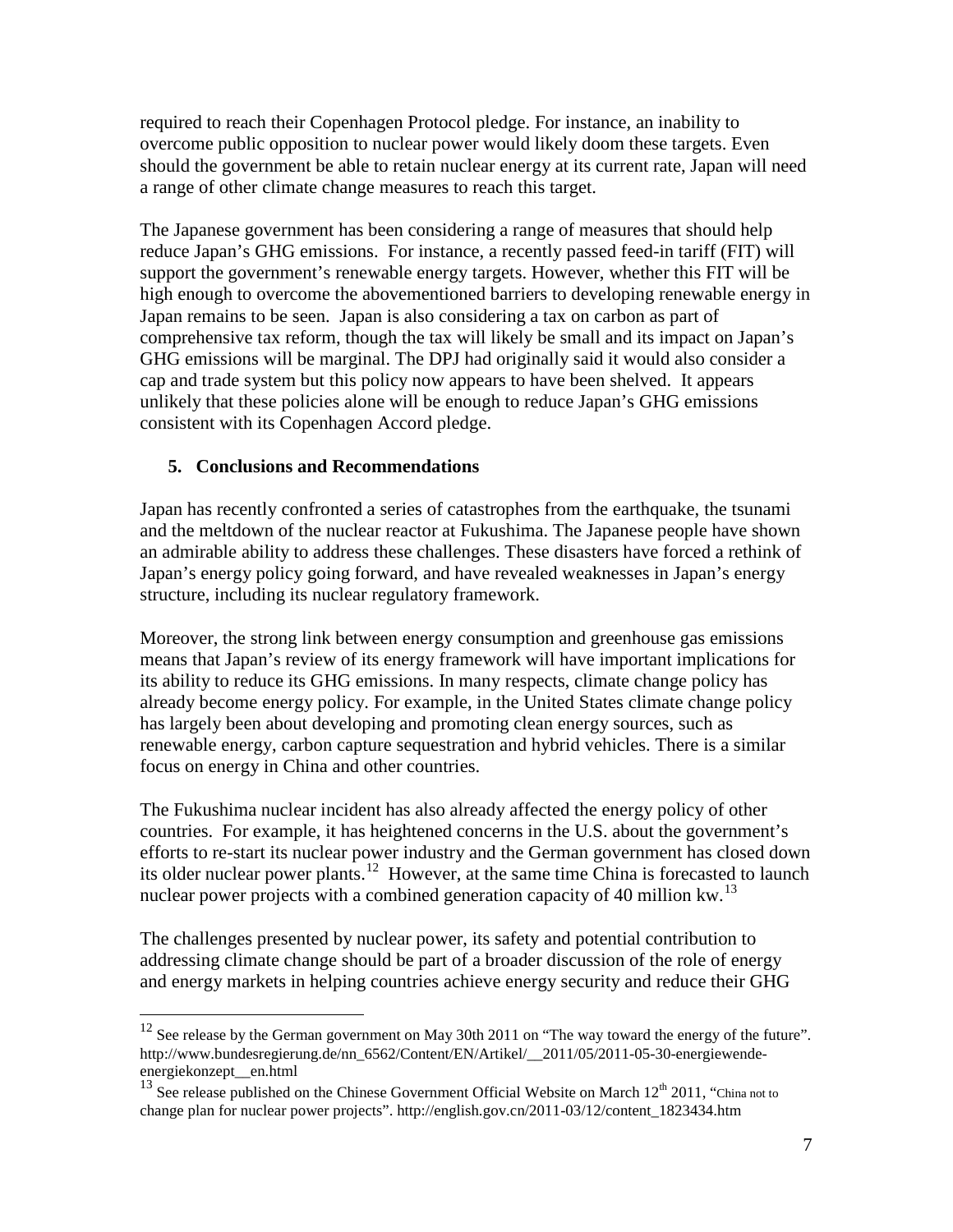required to reach their Copenhagen Protocol pledge. For instance, an inability to overcome public opposition to nuclear power would likely doom these targets. Even should the government be able to retain nuclear energy at its current rate, Japan will need a range of other climate change measures to reach this target.

The Japanese government has been considering a range of measures that should help reduce Japan's GHG emissions. For instance, a recently passed feed-in tariff (FIT) will support the government's renewable energy targets. However, whether this FIT will be high enough to overcome the abovementioned barriers to developing renewable energy in Japan remains to be seen. Japan is also considering a tax on carbon as part of comprehensive tax reform, though the tax will likely be small and its impact on Japan's GHG emissions will be marginal. The DPJ had originally said it would also consider a cap and trade system but this policy now appears to have been shelved. It appears unlikely that these policies alone will be enough to reduce Japan's GHG emissions consistent with its Copenhagen Accord pledge.

## 5. Conclusions and Recommendations

Japan has recently confronted a series of catastrophes from the earthquake, the tsunami and the meltdown of the nuclear reactor at Fukushima. The Japanese people have shown an admirable ability to address these challenges. These disasters have forced a rethink of Japan's energy policy going forward, and have revealed weaknesses in Japan's energy structure, including its nuclear regulatory framework.

Moreover, the strong link between energy consumption and greenhouse gas emissions means that Japan's review of its energy framework will have important implications for its ability to reduce its GHG emissions. In many respects, climate change policy has already become energy policy. For example, in the United States climate change policy has largely been about developing and promoting clean energy sources, such as renewable energy, carbon capture sequestration and hybrid vehicles. There is a similar focus on energy in China and other countries.

The Fukushima nuclear incident has also already affected the energy policy of other countries. For example, it has heightened concerns in the U.S. about the government's efforts to re-start its nuclear power industry and the German government has closed down its older nuclear power plants.[12] However, at the same time China is forecasted to launch nuclear power projects with a combined generation capacity of 40 million kw.[13]

The challenges presented by nuclear power, its safety and potential contribution to addressing climate change should be part of a broader discussion of the role of energy and energy markets in helping countries achieve energy security and reduce their GHG

---

[12] See release by the German government on May 30th 2011 on "The way toward the energy of the future". http://www.bundesregierung.de/nn_6562/Content/EN/Artikel/__2011/05/2011-05-30-energiewende-energiekonzept__en.html

[13] See release published on the Chinese Government Official Website on March 12th 2011, "China not to change plan for nuclear power projects". http://english.gov.cn/2011-03/12/content_1823434.htm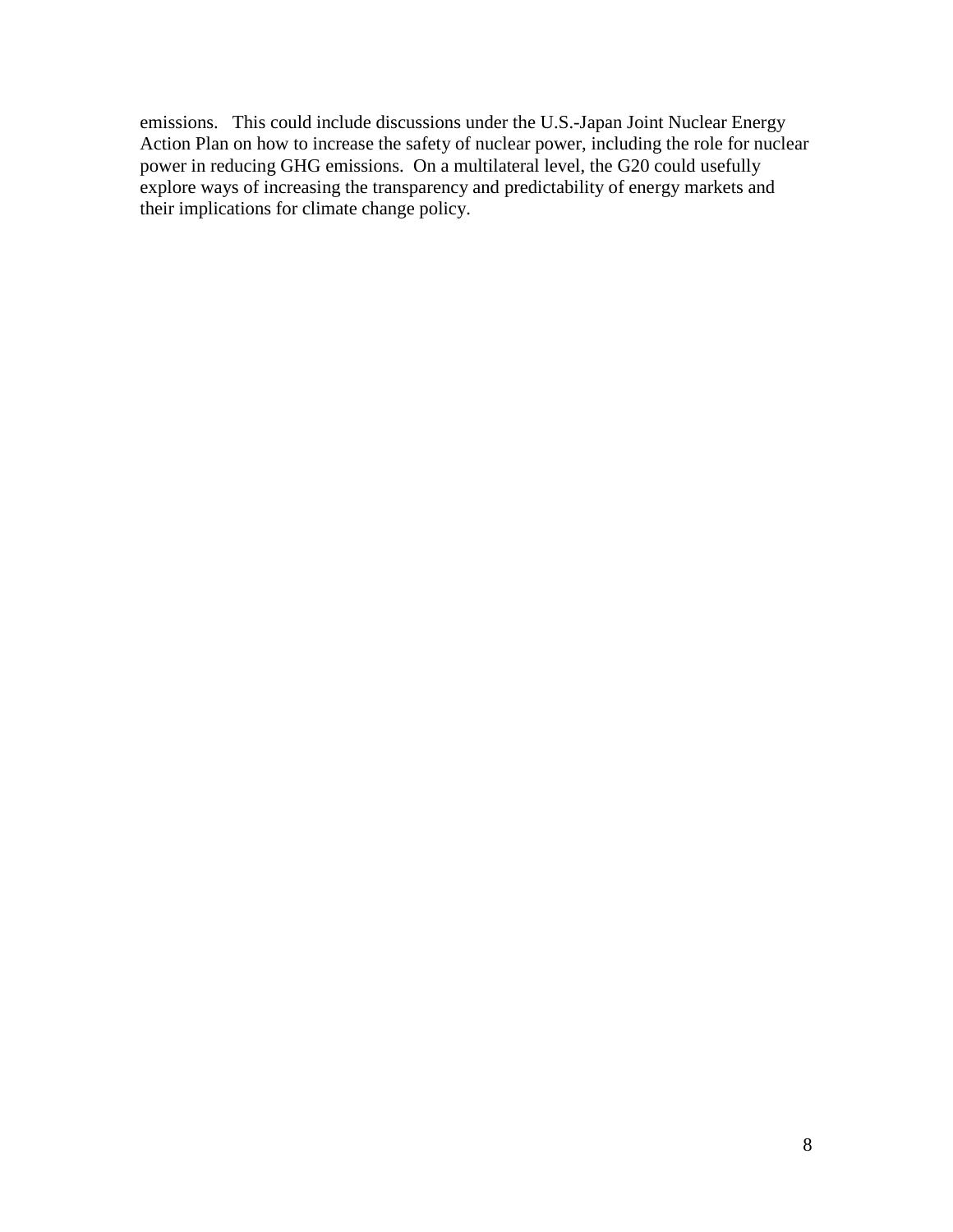emissions. This could include discussions under the U.S.-Japan Joint Nuclear Energy Action Plan on how to increase the safety of nuclear power, including the role for nuclear power in reducing GHG emissions. On a multilateral level, the G20 could usefully explore ways of increasing the transparency and predictability of energy markets and their implications for climate change policy.